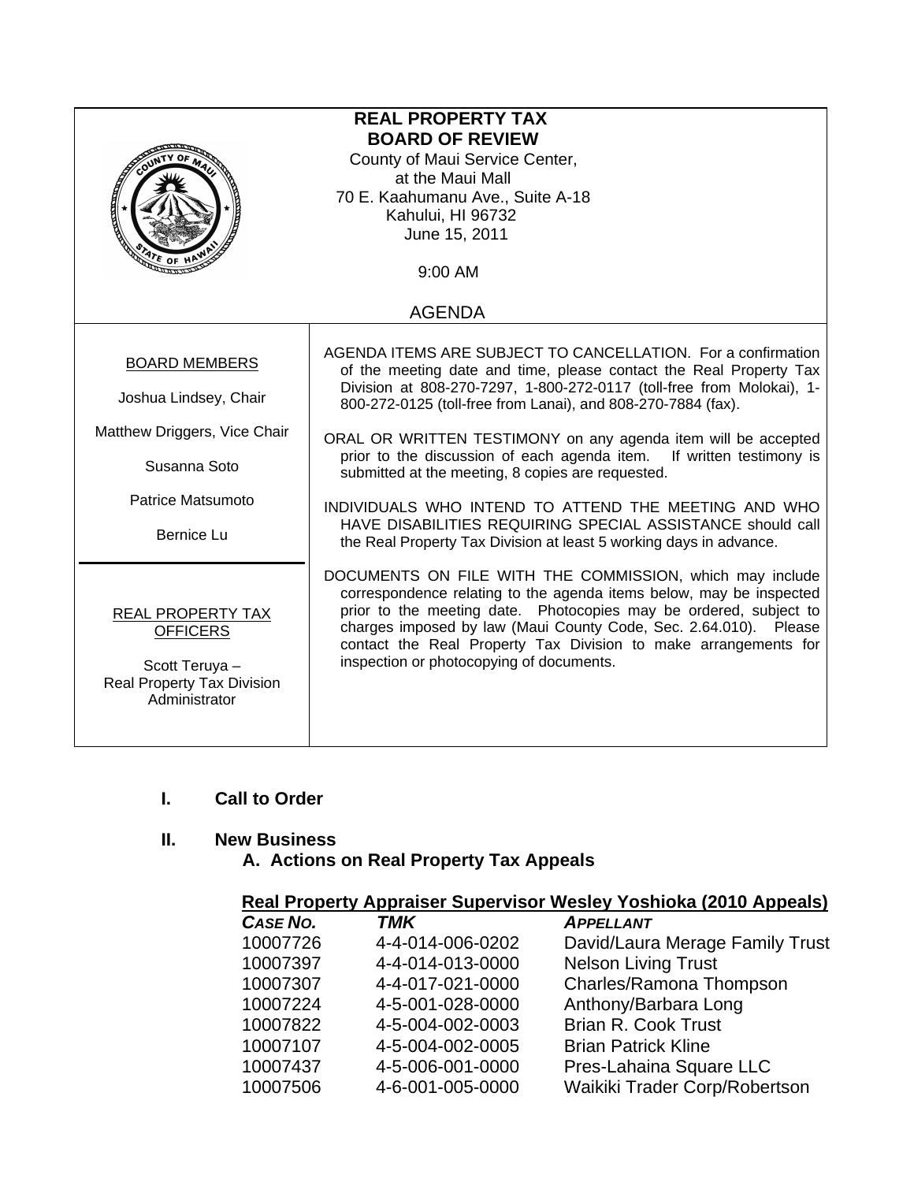# REAL PROPERTY TAX BOARD OF REVIEW

County of Maui Service Center,
at the Maui Mall
70 E. Kaahumanu Ave., Suite A-18
Kahului, HI 96732
June 15, 2011

9:00 AM

## AGENDA

**BOARD MEMBERS**

Joshua Lindsey, Chair

Matthew Driggers, Vice Chair

Susanna Soto

Patrice Matsumoto

Bernice Lu

**REAL PROPERTY TAX OFFICERS**

Scott Teruya –
Real Property Tax Division
Administrator

AGENDA ITEMS ARE SUBJECT TO CANCELLATION. For a confirmation of the meeting date and time, please contact the Real Property Tax Division at 808-270-7297, 1-800-272-0117 (toll-free from Molokai), 1-800-272-0125 (toll-free from Lanai), and 808-270-7884 (fax).

ORAL OR WRITTEN TESTIMONY on any agenda item will be accepted prior to the discussion of each agenda item. If written testimony is submitted at the meeting, 8 copies are requested.

INDIVIDUALS WHO INTEND TO ATTEND THE MEETING AND WHO HAVE DISABILITIES REQUIRING SPECIAL ASSISTANCE should call the Real Property Tax Division at least 5 working days in advance.

DOCUMENTS ON FILE WITH THE COMMISSION, which may include correspondence relating to the agenda items below, may be inspected prior to the meeting date. Photocopies may be ordered, subject to charges imposed by law (Maui County Code, Sec. 2.64.010). Please contact the Real Property Tax Division to make arrangements for inspection or photocopying of documents.

### I. Call to Order

### II. New Business

**A. Actions on Real Property Tax Appeals**

**Real Property Appraiser Supervisor Wesley Yoshioka (2010 Appeals)**

| *CASE NO.* | *TMK* | *APPELLANT* |
|---|---|---|
| 10007726 | 4-4-014-006-0202 | David/Laura Merage Family Trust |
| 10007397 | 4-4-014-013-0000 | Nelson Living Trust |
| 10007307 | 4-4-017-021-0000 | Charles/Ramona Thompson |
| 10007224 | 4-5-001-028-0000 | Anthony/Barbara Long |
| 10007822 | 4-5-004-002-0003 | Brian R. Cook Trust |
| 10007107 | 4-5-004-002-0005 | Brian Patrick Kline |
| 10007437 | 4-5-006-001-0000 | Pres-Lahaina Square LLC |
| 10007506 | 4-6-001-005-0000 | Waikiki Trader Corp/Robertson |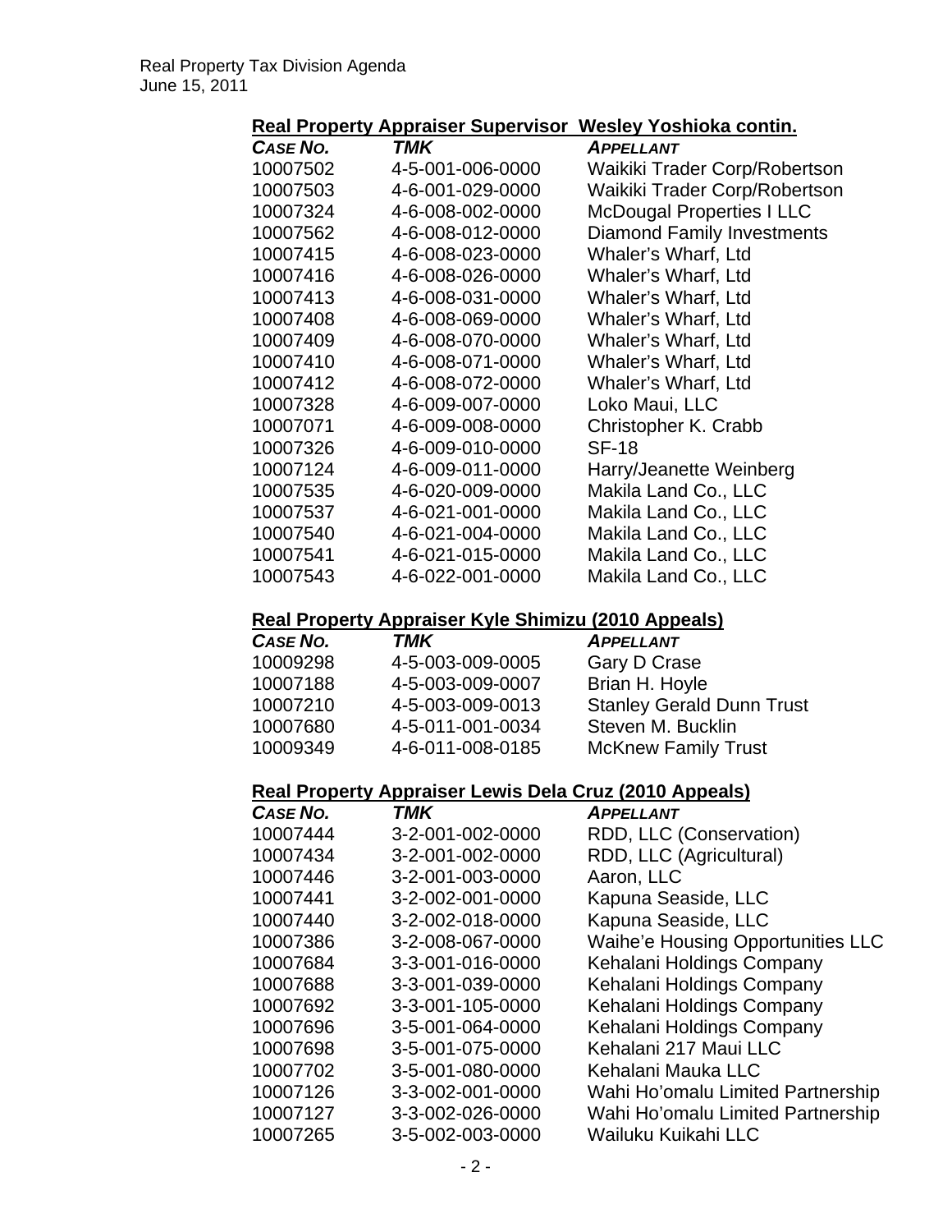## Real Property Appraiser Supervisor Wesley Yoshioka contin.

| CASE NO. | TMK | APPELLANT |
|---|---|---|
| 10007502 | 4-5-001-006-0000 | Waikiki Trader Corp/Robertson |
| 10007503 | 4-6-001-029-0000 | Waikiki Trader Corp/Robertson |
| 10007324 | 4-6-008-002-0000 | McDougal Properties I LLC |
| 10007562 | 4-6-008-012-0000 | Diamond Family Investments |
| 10007415 | 4-6-008-023-0000 | Whaler's Wharf, Ltd |
| 10007416 | 4-6-008-026-0000 | Whaler's Wharf, Ltd |
| 10007413 | 4-6-008-031-0000 | Whaler's Wharf, Ltd |
| 10007408 | 4-6-008-069-0000 | Whaler's Wharf, Ltd |
| 10007409 | 4-6-008-070-0000 | Whaler's Wharf, Ltd |
| 10007410 | 4-6-008-071-0000 | Whaler's Wharf, Ltd |
| 10007412 | 4-6-008-072-0000 | Whaler's Wharf, Ltd |
| 10007328 | 4-6-009-007-0000 | Loko Maui, LLC |
| 10007071 | 4-6-009-008-0000 | Christopher K. Crabb |
| 10007326 | 4-6-009-010-0000 | SF-18 |
| 10007124 | 4-6-009-011-0000 | Harry/Jeanette Weinberg |
| 10007535 | 4-6-020-009-0000 | Makila Land Co., LLC |
| 10007537 | 4-6-021-001-0000 | Makila Land Co., LLC |
| 10007540 | 4-6-021-004-0000 | Makila Land Co., LLC |
| 10007541 | 4-6-021-015-0000 | Makila Land Co., LLC |
| 10007543 | 4-6-022-001-0000 | Makila Land Co., LLC |

## Real Property Appraiser Kyle Shimizu (2010 Appeals)

| CASE NO. | TMK | APPELLANT |
|---|---|---|
| 10009298 | 4-5-003-009-0005 | Gary D Crase |
| 10007188 | 4-5-003-009-0007 | Brian H. Hoyle |
| 10007210 | 4-5-003-009-0013 | Stanley Gerald Dunn Trust |
| 10007680 | 4-5-011-001-0034 | Steven M. Bucklin |
| 10009349 | 4-6-011-008-0185 | McKnew Family Trust |

## Real Property Appraiser Lewis Dela Cruz (2010 Appeals)

| CASE NO. | TMK | APPELLANT |
|---|---|---|
| 10007444 | 3-2-001-002-0000 | RDD, LLC (Conservation) |
| 10007434 | 3-2-001-002-0000 | RDD, LLC (Agricultural) |
| 10007446 | 3-2-001-003-0000 | Aaron, LLC |
| 10007441 | 3-2-002-001-0000 | Kapuna Seaside, LLC |
| 10007440 | 3-2-002-018-0000 | Kapuna Seaside, LLC |
| 10007386 | 3-2-008-067-0000 | Waihe'e Housing Opportunities LLC |
| 10007684 | 3-3-001-016-0000 | Kehalani Holdings Company |
| 10007688 | 3-3-001-039-0000 | Kehalani Holdings Company |
| 10007692 | 3-3-001-105-0000 | Kehalani Holdings Company |
| 10007696 | 3-5-001-064-0000 | Kehalani Holdings Company |
| 10007698 | 3-5-001-075-0000 | Kehalani 217 Maui LLC |
| 10007702 | 3-5-001-080-0000 | Kehalani Mauka LLC |
| 10007126 | 3-3-002-001-0000 | Wahi Ho'omalu Limited Partnership |
| 10007127 | 3-3-002-026-0000 | Wahi Ho'omalu Limited Partnership |
| 10007265 | 3-5-002-003-0000 | Wailuku Kuikahi LLC |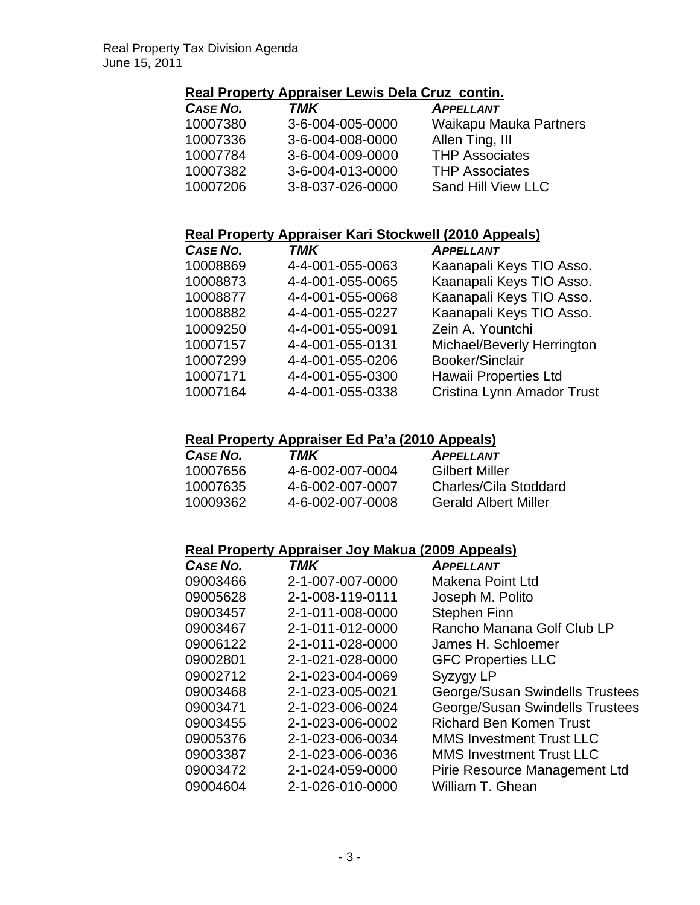**Real Property Appraiser Lewis Dela Cruz contin.**

| CASE NO. | TMK | APPELLANT |
|---|---|---|
| 10007380 | 3-6-004-005-0000 | Waikapu Mauka Partners |
| 10007336 | 3-6-004-008-0000 | Allen Ting, III |
| 10007784 | 3-6-004-009-0000 | THP Associates |
| 10007382 | 3-6-004-013-0000 | THP Associates |
| 10007206 | 3-8-037-026-0000 | Sand Hill View LLC |

**Real Property Appraiser Kari Stockwell (2010 Appeals)**

| CASE NO. | TMK | APPELLANT |
|---|---|---|
| 10008869 | 4-4-001-055-0063 | Kaanapali Keys TIO Asso. |
| 10008873 | 4-4-001-055-0065 | Kaanapali Keys TIO Asso. |
| 10008877 | 4-4-001-055-0068 | Kaanapali Keys TIO Asso. |
| 10008882 | 4-4-001-055-0227 | Kaanapali Keys TIO Asso. |
| 10009250 | 4-4-001-055-0091 | Zein A. Yountchi |
| 10007157 | 4-4-001-055-0131 | Michael/Beverly Herrington |
| 10007299 | 4-4-001-055-0206 | Booker/Sinclair |
| 10007171 | 4-4-001-055-0300 | Hawaii Properties Ltd |
| 10007164 | 4-4-001-055-0338 | Cristina Lynn Amador Trust |

**Real Property Appraiser Ed Pa'a (2010 Appeals)**

| CASE NO. | TMK | APPELLANT |
|---|---|---|
| 10007656 | 4-6-002-007-0004 | Gilbert Miller |
| 10007635 | 4-6-002-007-0007 | Charles/Cila Stoddard |
| 10009362 | 4-6-002-007-0008 | Gerald Albert Miller |

**Real Property Appraiser Joy Makua (2009 Appeals)**

| CASE NO. | TMK | APPELLANT |
|---|---|---|
| 09003466 | 2-1-007-007-0000 | Makena Point Ltd |
| 09005628 | 2-1-008-119-0111 | Joseph M. Polito |
| 09003457 | 2-1-011-008-0000 | Stephen Finn |
| 09003467 | 2-1-011-012-0000 | Rancho Manana Golf Club LP |
| 09006122 | 2-1-011-028-0000 | James H. Schloemer |
| 09002801 | 2-1-021-028-0000 | GFC Properties LLC |
| 09002712 | 2-1-023-004-0069 | Syzygy LP |
| 09003468 | 2-1-023-005-0021 | George/Susan Swindells Trustees |
| 09003471 | 2-1-023-006-0024 | George/Susan Swindells Trustees |
| 09003455 | 2-1-023-006-0002 | Richard Ben Komen Trust |
| 09005376 | 2-1-023-006-0034 | MMS Investment Trust LLC |
| 09003387 | 2-1-023-006-0036 | MMS Investment Trust LLC |
| 09003472 | 2-1-024-059-0000 | Pirie Resource Management Ltd |
| 09004604 | 2-1-026-010-0000 | William T. Ghean |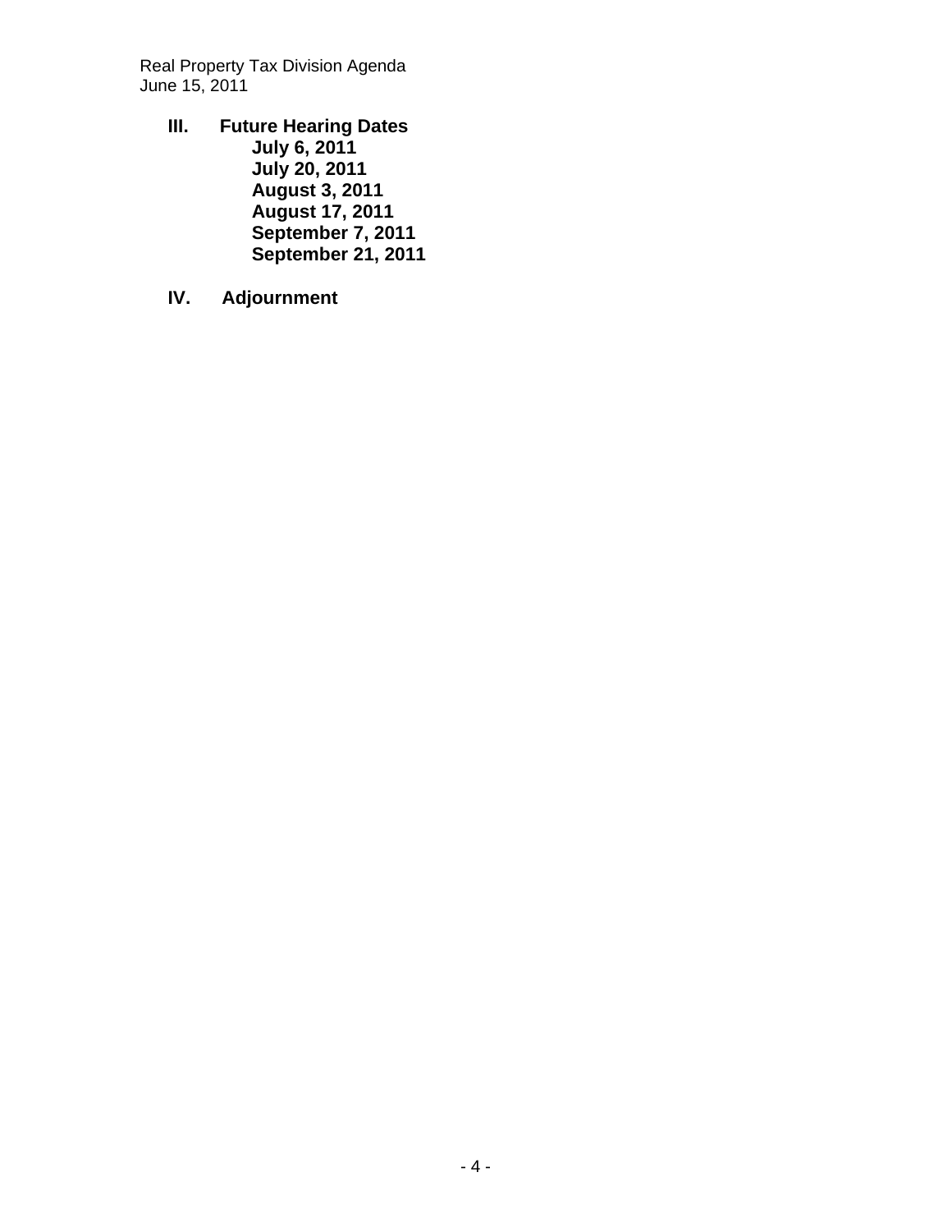## III. Future Hearing Dates

**July 6, 2011**
**July 20, 2011**
**August 3, 2011**
**August 17, 2011**
**September 7, 2011**
**September 21, 2011**

## IV. Adjournment